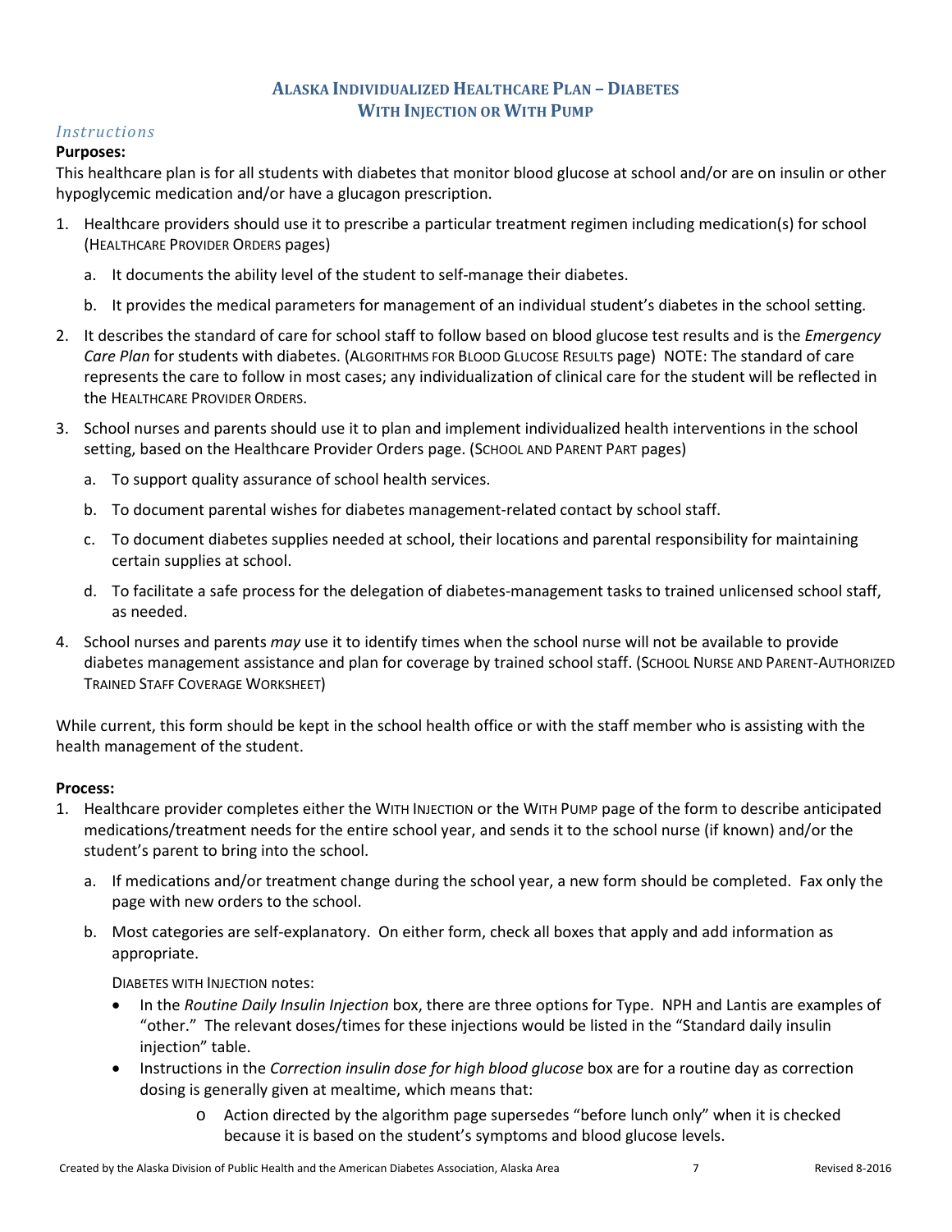# Alaska Individualized Healthcare Plan – Diabetes With Injection or With Pump

## *Instructions*

**Purposes:**

This healthcare plan is for all students with diabetes that monitor blood glucose at school and/or are on insulin or other hypoglycemic medication and/or have a glucagon prescription.

1. Healthcare providers should use it to prescribe a particular treatment regimen including medication(s) for school (HEALTHCARE PROVIDER ORDERS pages)
   a. It documents the ability level of the student to self-manage their diabetes.
   b. It provides the medical parameters for management of an individual student's diabetes in the school setting.
2. It describes the standard of care for school staff to follow based on blood glucose test results and is the *Emergency Care Plan* for students with diabetes. (ALGORITHMS FOR BLOOD GLUCOSE RESULTS page) NOTE: The standard of care represents the care to follow in most cases; any individualization of clinical care for the student will be reflected in the HEALTHCARE PROVIDER ORDERS.
3. School nurses and parents should use it to plan and implement individualized health interventions in the school setting, based on the Healthcare Provider Orders page. (SCHOOL AND PARENT PART pages)
   a. To support quality assurance of school health services.
   b. To document parental wishes for diabetes management-related contact by school staff.
   c. To document diabetes supplies needed at school, their locations and parental responsibility for maintaining certain supplies at school.
   d. To facilitate a safe process for the delegation of diabetes-management tasks to trained unlicensed school staff, as needed.
4. School nurses and parents *may* use it to identify times when the school nurse will not be available to provide diabetes management assistance and plan for coverage by trained school staff. (SCHOOL NURSE AND PARENT-AUTHORIZED TRAINED STAFF COVERAGE WORKSHEET)

While current, this form should be kept in the school health office or with the staff member who is assisting with the health management of the student.

**Process:**

1. Healthcare provider completes either the WITH INJECTION or the WITH PUMP page of the form to describe anticipated medications/treatment needs for the entire school year, and sends it to the school nurse (if known) and/or the student's parent to bring into the school.
   a. If medications and/or treatment change during the school year, a new form should be completed. Fax only the page with new orders to the school.
   b. Most categories are self-explanatory. On either form, check all boxes that apply and add information as appropriate.

      DIABETES WITH INJECTION notes:
      - In the *Routine Daily Insulin Injection* box, there are three options for Type. NPH and Lantis are examples of "other." The relevant doses/times for these injections would be listed in the "Standard daily insulin injection" table.
      - Instructions in the *Correction insulin dose for high blood glucose* box are for a routine day as correction dosing is generally given at mealtime, which means that:
        - Action directed by the algorithm page supersedes "before lunch only" when it is checked because it is based on the student's symptoms and blood glucose levels.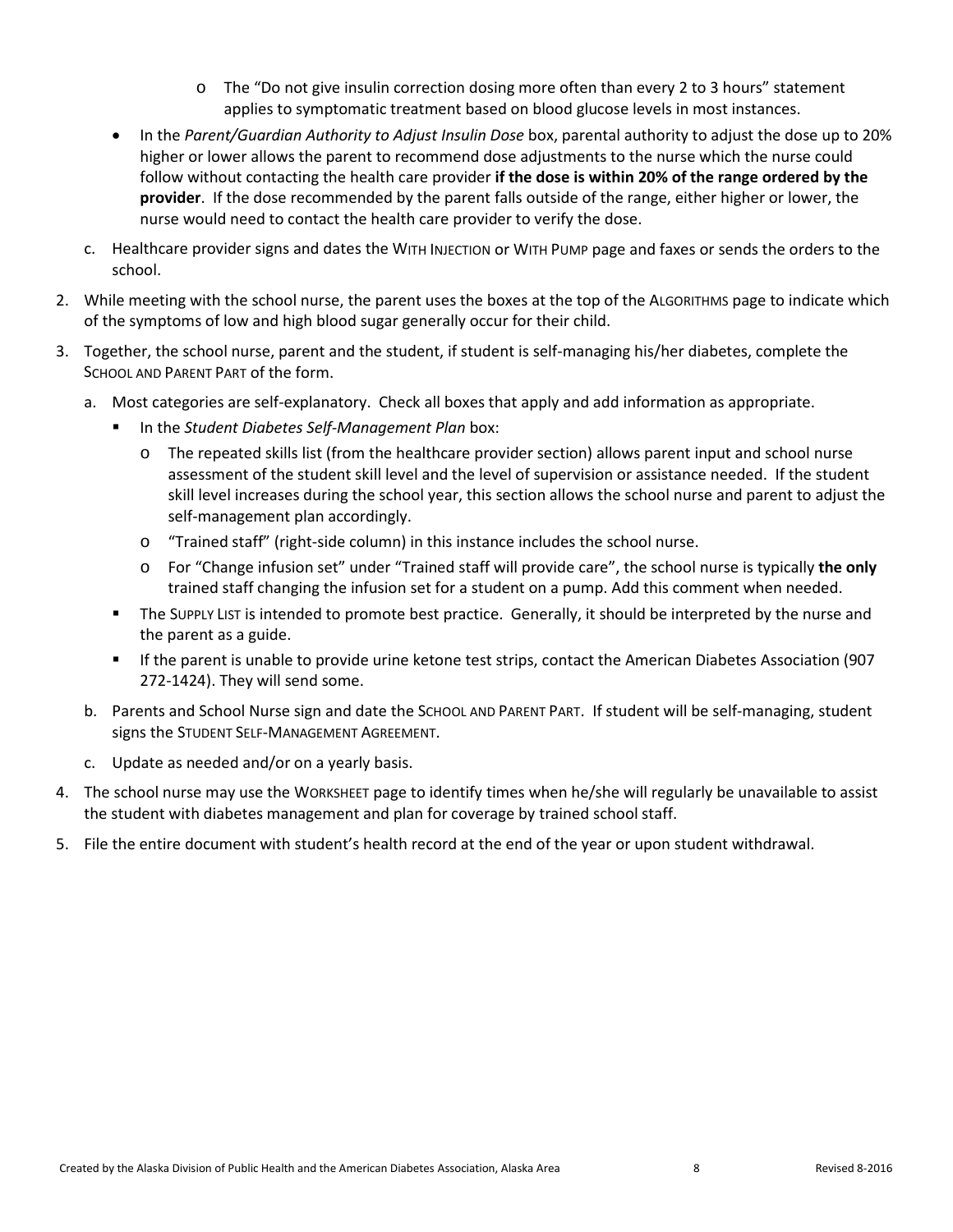- The "Do not give insulin correction dosing more often than every 2 to 3 hours" statement applies to symptomatic treatment based on blood glucose levels in most instances.
  - In the *Parent/Guardian Authority to Adjust Insulin Dose* box, parental authority to adjust the dose up to 20% higher or lower allows the parent to recommend dose adjustments to the nurse which the nurse could follow without contacting the health care provider **if the dose is within 20% of the range ordered by the provider**. If the dose recommended by the parent falls outside of the range, either higher or lower, the nurse would need to contact the health care provider to verify the dose.

   c. Healthcare provider signs and dates the WITH INJECTION or WITH PUMP page and faxes or sends the orders to the school.

2. While meeting with the school nurse, the parent uses the boxes at the top of the ALGORITHMS page to indicate which of the symptoms of low and high blood sugar generally occur for their child.

3. Together, the school nurse, parent and the student, if student is self-managing his/her diabetes, complete the SCHOOL AND PARENT PART of the form.

   a. Most categories are self-explanatory. Check all boxes that apply and add information as appropriate.
      - In the *Student Diabetes Self-Management Plan* box:
        - The repeated skills list (from the healthcare provider section) allows parent input and school nurse assessment of the student skill level and the level of supervision or assistance needed. If the student skill level increases during the school year, this section allows the school nurse and parent to adjust the self-management plan accordingly.
        - "Trained staff" (right-side column) in this instance includes the school nurse.
        - For "Change infusion set" under "Trained staff will provide care", the school nurse is typically **the only** trained staff changing the infusion set for a student on a pump. Add this comment when needed.
      - The SUPPLY LIST is intended to promote best practice. Generally, it should be interpreted by the nurse and the parent as a guide.
      - If the parent is unable to provide urine ketone test strips, contact the American Diabetes Association (907 272-1424). They will send some.

   b. Parents and School Nurse sign and date the SCHOOL AND PARENT PART. If student will be self-managing, student signs the STUDENT SELF-MANAGEMENT AGREEMENT.

   c. Update as needed and/or on a yearly basis.

4. The school nurse may use the WORKSHEET page to identify times when he/she will regularly be unavailable to assist the student with diabetes management and plan for coverage by trained school staff.

5. File the entire document with student's health record at the end of the year or upon student withdrawal.